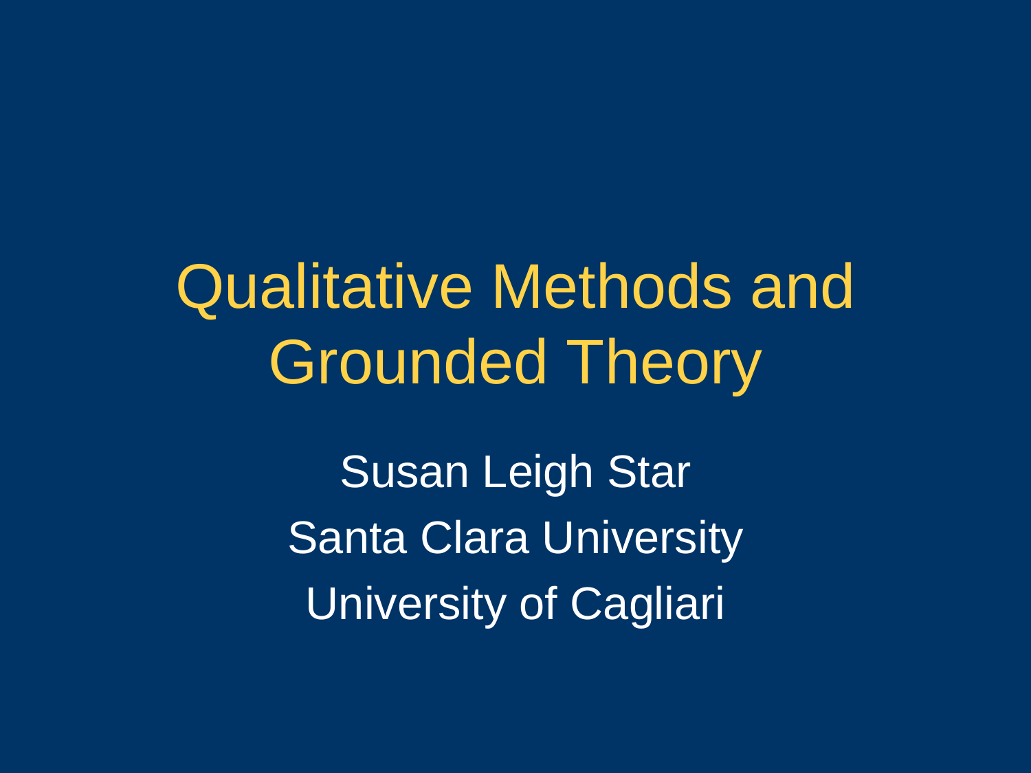# Qualitative Methods and Grounded Theory

Susan Leigh Star

Santa Clara University

University of Cagliari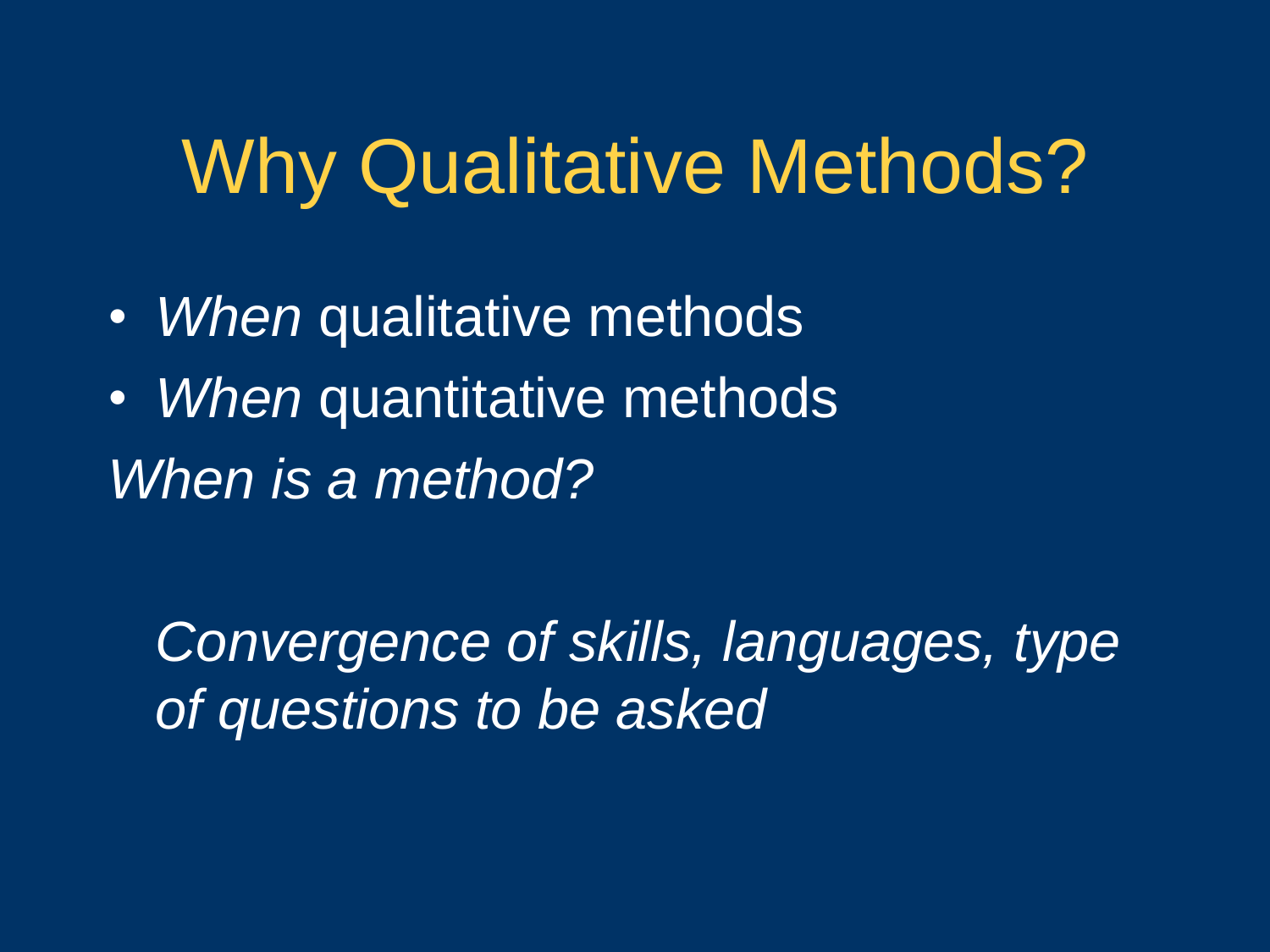# Why Qualitative Methods?

- *When* qualitative methods
- *When* quantitative methods

*When is a method?*

*Convergence of skills, languages, type of questions to be asked*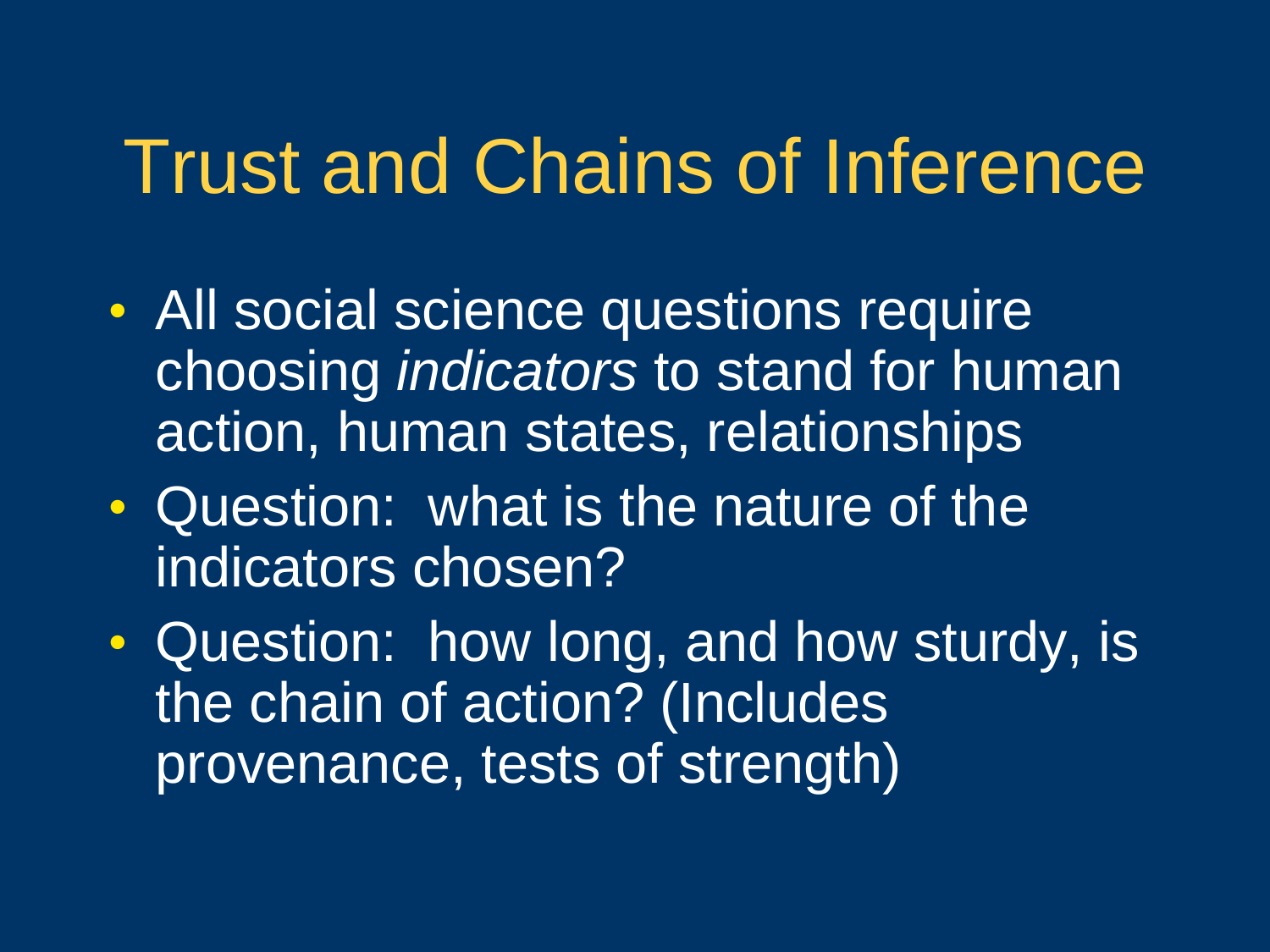# Trust and Chains of Inference

- All social science questions require choosing *indicators* to stand for human action, human states, relationships
- Question: what is the nature of the indicators chosen?
- Question: how long, and how sturdy, is the chain of action? (Includes provenance, tests of strength)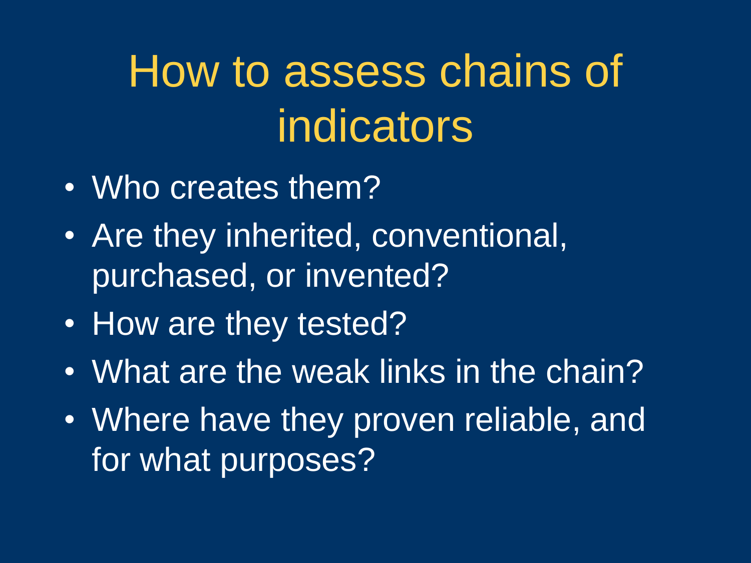# How to assess chains of indicators

- Who creates them?
- Are they inherited, conventional, purchased, or invented?
- How are they tested?
- What are the weak links in the chain?
- Where have they proven reliable, and for what purposes?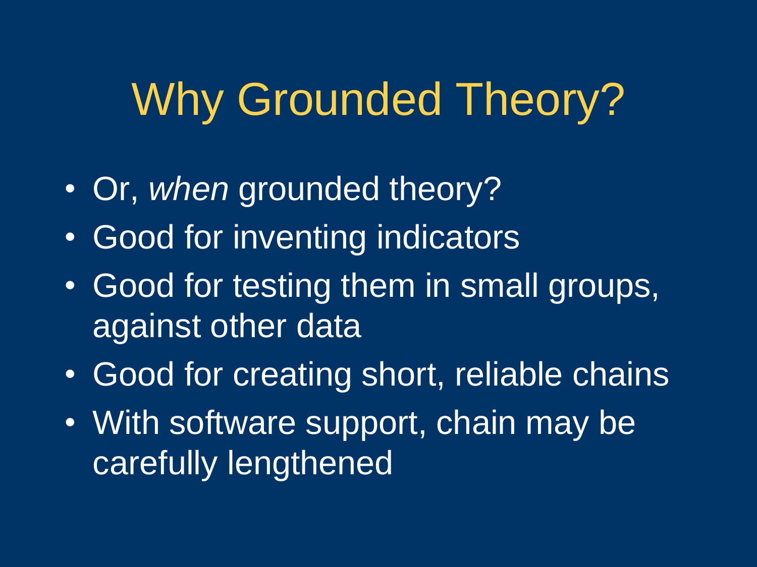# Why Grounded Theory?

- Or, *when* grounded theory?
- Good for inventing indicators
- Good for testing them in small groups, against other data
- Good for creating short, reliable chains
- With software support, chain may be carefully lengthened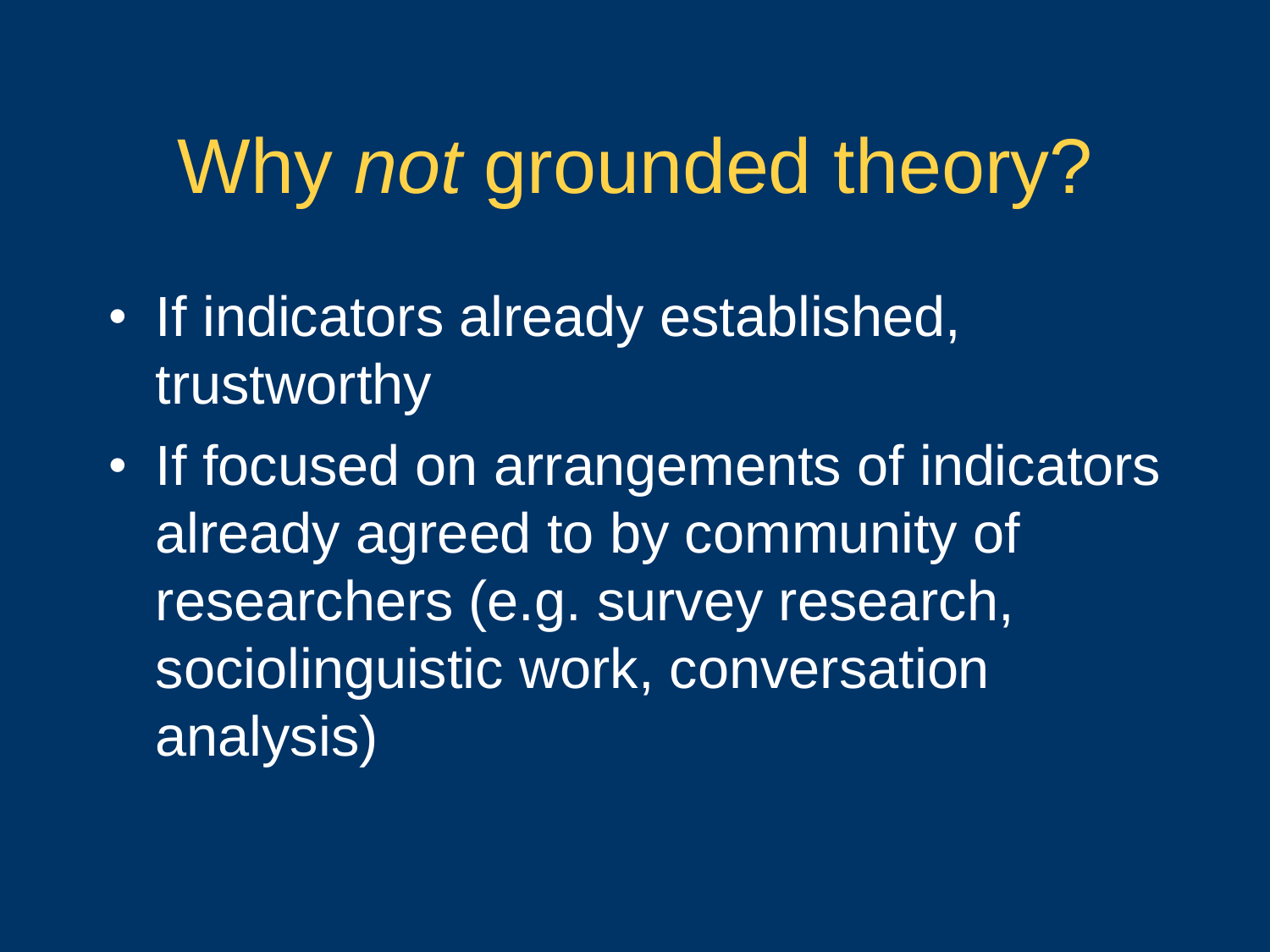# Why *not* grounded theory?

- If indicators already established, trustworthy
- If focused on arrangements of indicators already agreed to by community of researchers (e.g. survey research, sociolinguistic work, conversation analysis)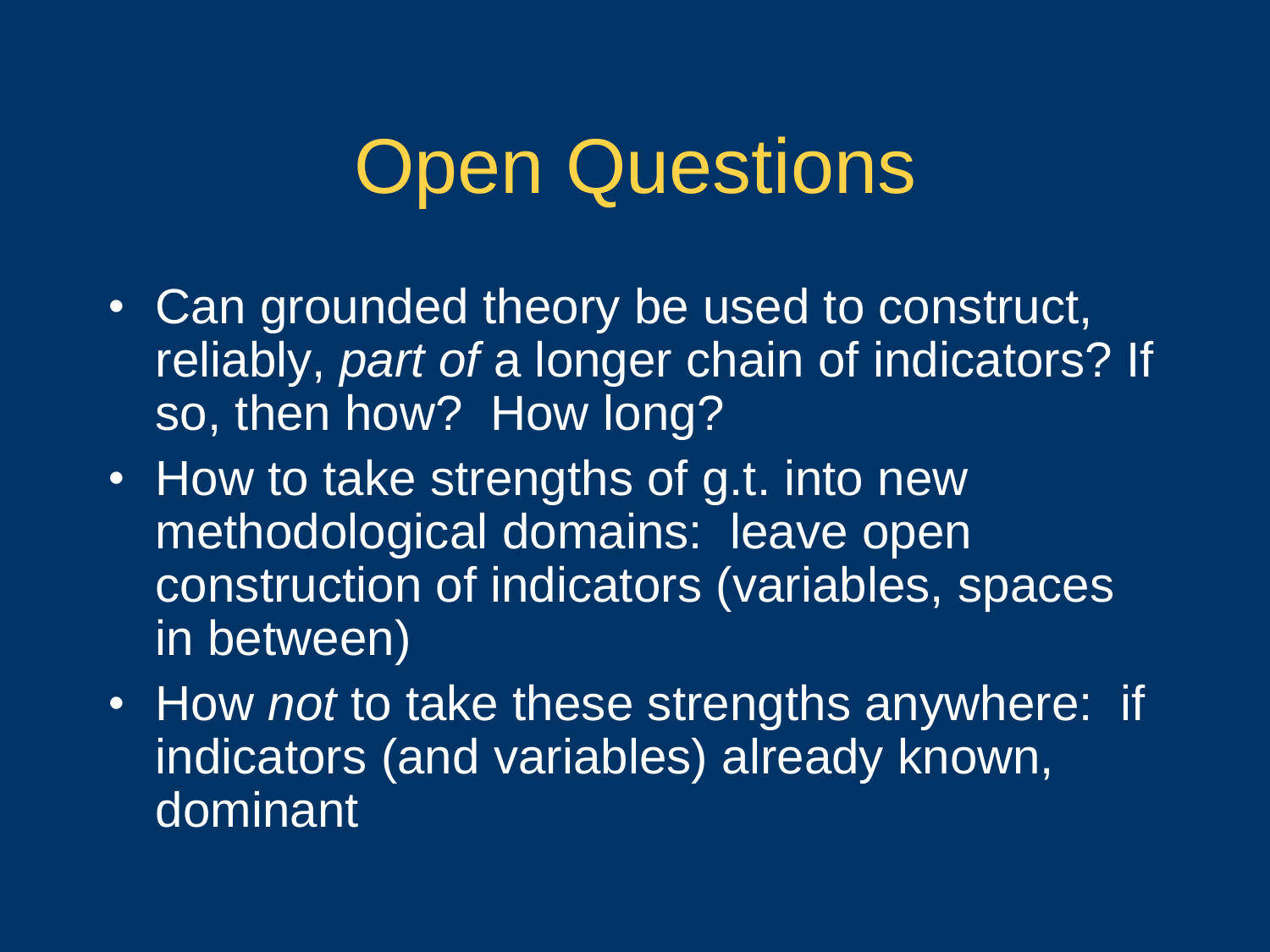# Open Questions

- Can grounded theory be used to construct, reliably, *part of* a longer chain of indicators? If so, then how? How long?
- How to take strengths of g.t. into new methodological domains: leave open construction of indicators (variables, spaces in between)
- How *not* to take these strengths anywhere: if indicators (and variables) already known, dominant